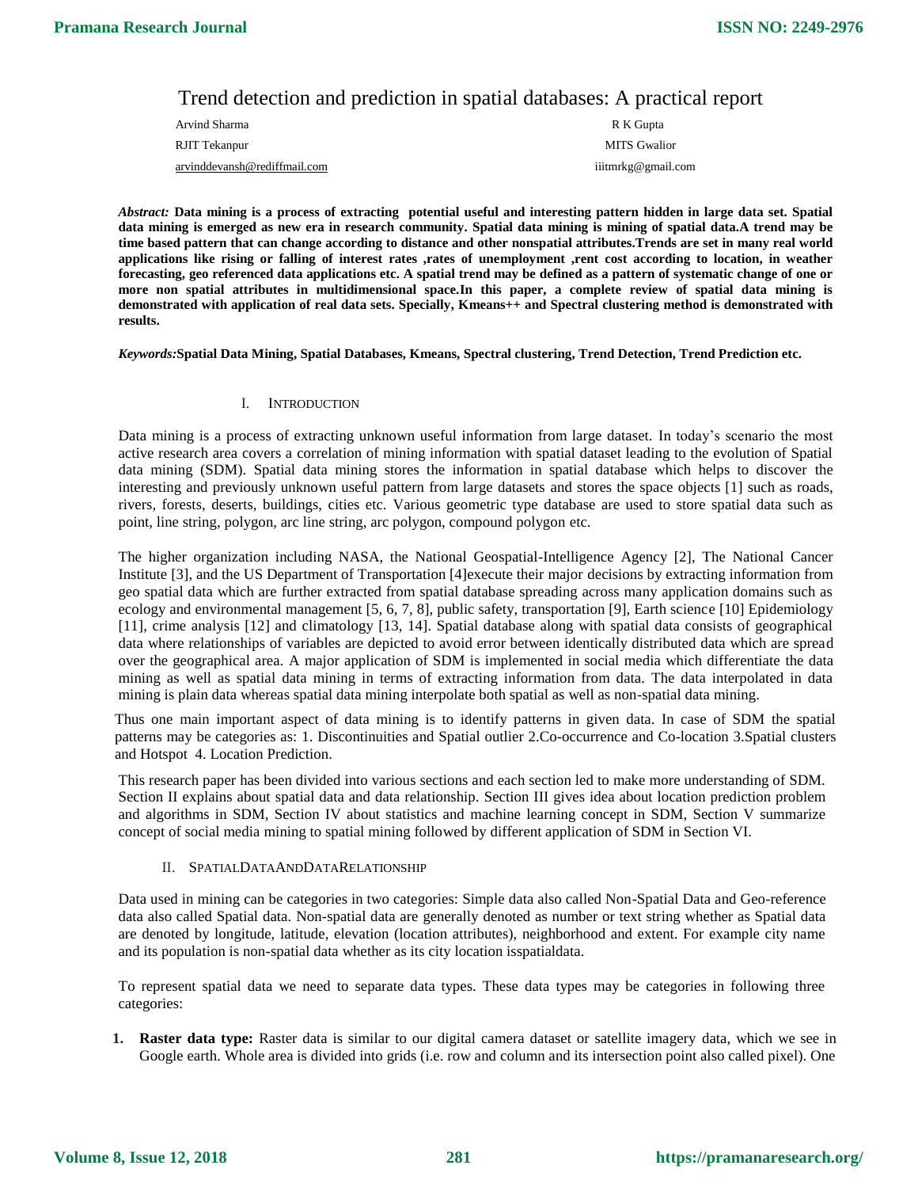# Trend detection and prediction in spatial databases: A practical report

Arvind Sharma
RJIT Tekanpur
arvinddevansh@rediffmail.com

R K Gupta
MITS Gwalior
iiitmrkg@gmail.com

***Abstract:*** **Data mining is a process of extracting potential useful and interesting pattern hidden in large data set. Spatial data mining is emerged as new era in research community. Spatial data mining is mining of spatial data.A trend may be time based pattern that can change according to distance and other nonspatial attributes.Trends are set in many real world applications like rising or falling of interest rates ,rates of unemployment ,rent cost according to location, in weather forecasting, geo referenced data applications etc. A spatial trend may be defined as a pattern of systematic change of one or more non spatial attributes in multidimensional space.In this paper, a complete review of spatial data mining is demonstrated with application of real data sets. Specially, Kmeans++ and Spectral clustering method is demonstrated with results.**

***Keywords:*****Spatial Data Mining, Spatial Databases, Kmeans, Spectral clustering, Trend Detection, Trend Prediction etc.**

## I. Introduction

Data mining is a process of extracting unknown useful information from large dataset. In today's scenario the most active research area covers a correlation of mining information with spatial dataset leading to the evolution of Spatial data mining (SDM). Spatial data mining stores the information in spatial database which helps to discover the interesting and previously unknown useful pattern from large datasets and stores the space objects [1] such as roads, rivers, forests, deserts, buildings, cities etc. Various geometric type database are used to store spatial data such as point, line string, polygon, arc line string, arc polygon, compound polygon etc.

The higher organization including NASA, the National Geospatial-Intelligence Agency [2], The National Cancer Institute [3], and the US Department of Transportation [4]execute their major decisions by extracting information from geo spatial data which are further extracted from spatial database spreading across many application domains such as ecology and environmental management [5, 6, 7, 8], public safety, transportation [9], Earth science [10] Epidemiology [11], crime analysis [12] and climatology [13, 14]. Spatial database along with spatial data consists of geographical data where relationships of variables are depicted to avoid error between identically distributed data which are spread over the geographical area. A major application of SDM is implemented in social media which differentiate the data mining as well as spatial data mining in terms of extracting information from data. The data interpolated in data mining is plain data whereas spatial data mining interpolate both spatial as well as non-spatial data mining.

Thus one main important aspect of data mining is to identify patterns in given data. In case of SDM the spatial patterns may be categories as: 1. Discontinuities and Spatial outlier 2.Co-occurrence and Co-location 3.Spatial clusters and Hotspot 4. Location Prediction.

This research paper has been divided into various sections and each section led to make more understanding of SDM. Section II explains about spatial data and data relationship. Section III gives idea about location prediction problem and algorithms in SDM, Section IV about statistics and machine learning concept in SDM, Section V summarize concept of social media mining to spatial mining followed by different application of SDM in Section VI.

## II. SpatialDataAndDataRelationship

Data used in mining can be categories in two categories: Simple data also called Non-Spatial Data and Geo-reference data also called Spatial data. Non-spatial data are generally denoted as number or text string whether as Spatial data are denoted by longitude, latitude, elevation (location attributes), neighborhood and extent. For example city name and its population is non-spatial data whether as its city location isspatialdata.

To represent spatial data we need to separate data types. These data types may be categories in following three categories:

1. **Raster data type:** Raster data is similar to our digital camera dataset or satellite imagery data, which we see in Google earth. Whole area is divided into grids (i.e. row and column and its intersection point also called pixel). One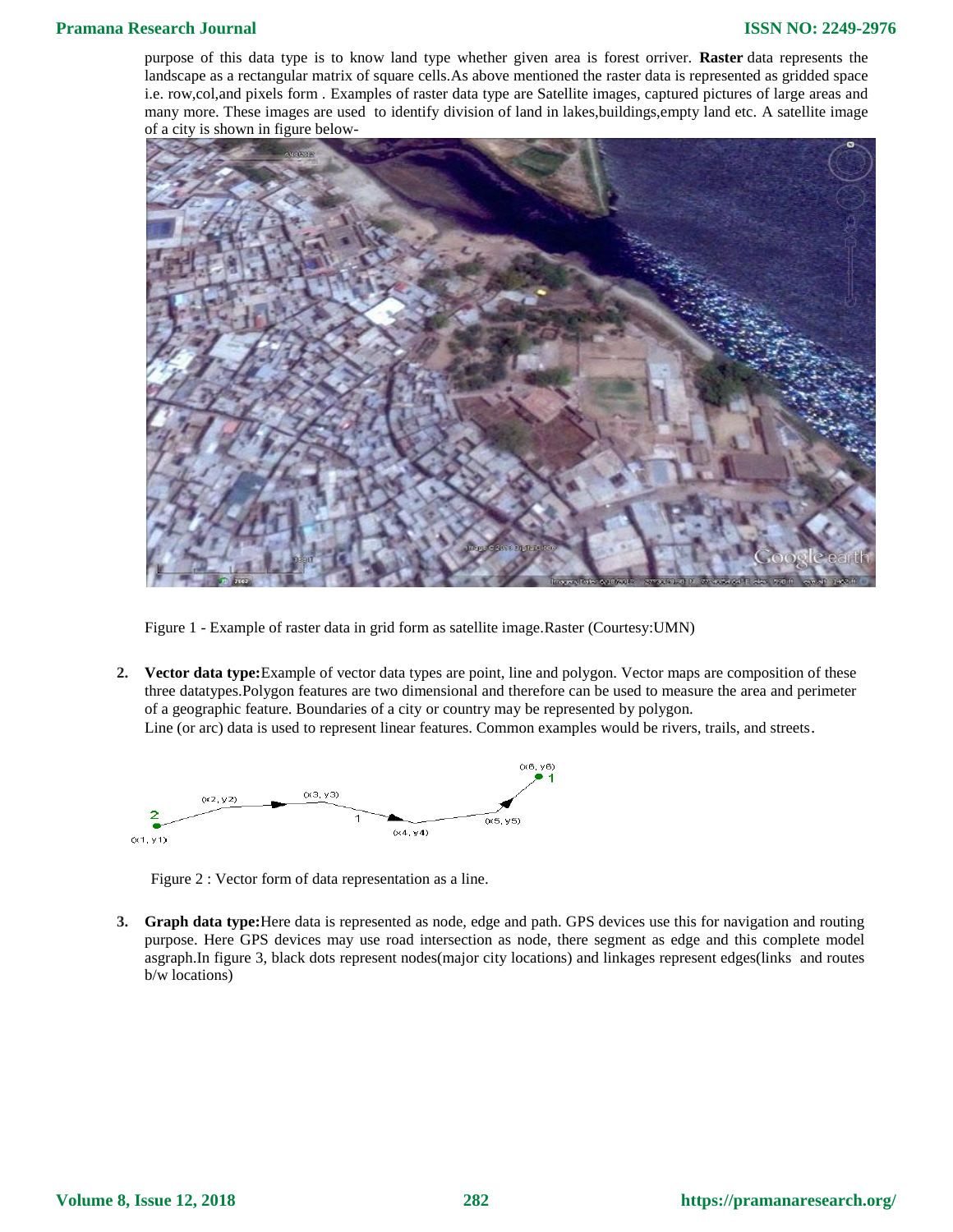purpose of this data type is to know land type whether given area is forest orriver. **Raster** data represents the landscape as a rectangular matrix of square cells.As above mentioned the raster data is represented as gridded space i.e. row,col,and pixels form . Examples of raster data type are Satellite images, captured pictures of large areas and many more. These images are used to identify division of land in lakes,buildings,empty land etc. A satellite image of a city is shown in figure below-

Figure 1 - Example of raster data in grid form as satellite image.Raster (Courtesy:UMN)

2. **Vector data type:**Example of vector data types are point, line and polygon. Vector maps are composition of these three datatypes.Polygon features are two dimensional and therefore can be used to measure the area and perimeter of a geographic feature. Boundaries of a city or country may be represented by polygon.
   Line (or arc) data is used to represent linear features. Common examples would be rivers, trails, and streets.

Figure 2 : Vector form of data representation as a line.

3. **Graph data type:**Here data is represented as node, edge and path. GPS devices use this for navigation and routing purpose. Here GPS devices may use road intersection as node, there segment as edge and this complete model asgraph.In figure 3, black dots represent nodes(major city locations) and linkages represent edges(links and routes b/w locations)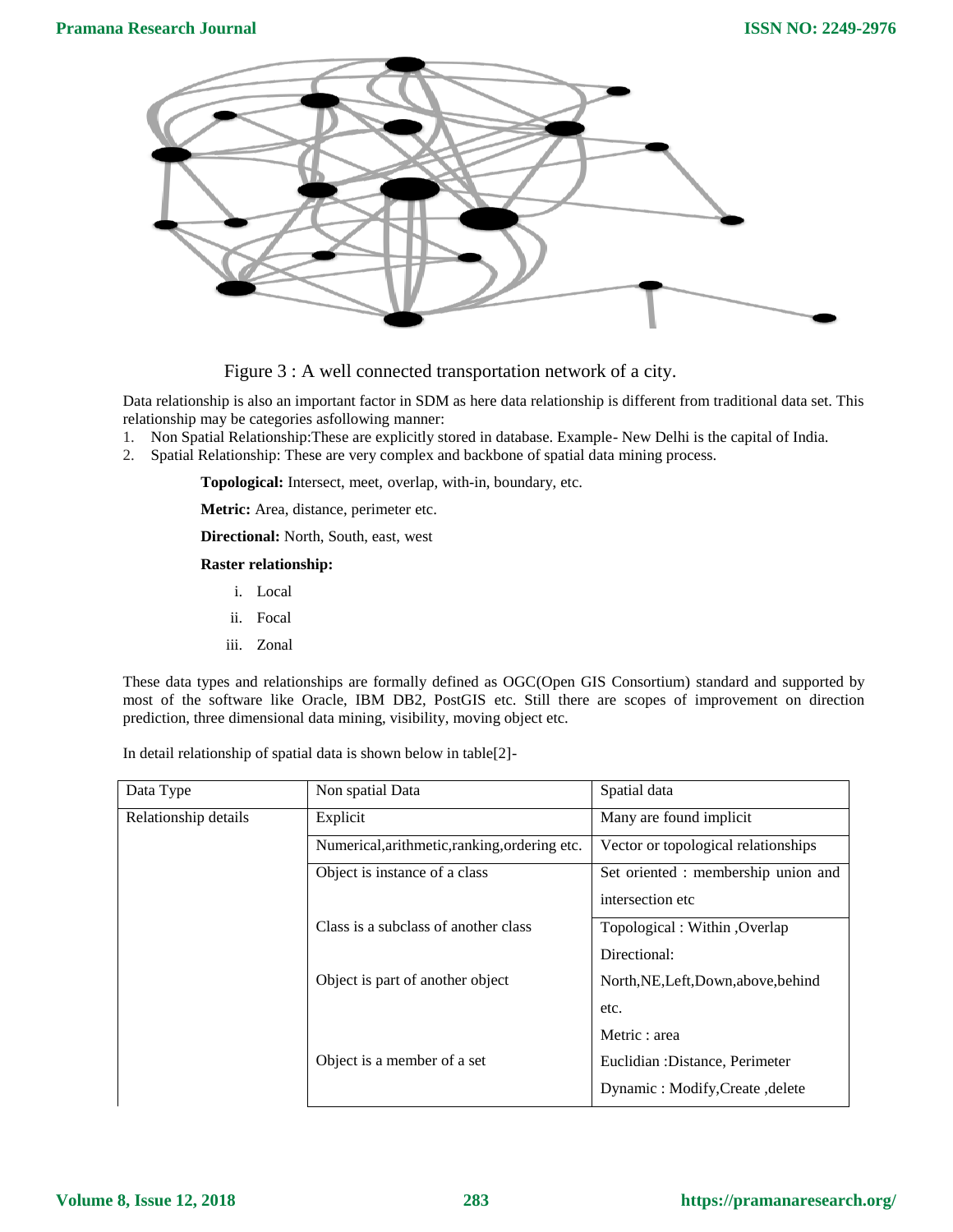Figure 3 : A well connected transportation network of a city.

Data relationship is also an important factor in SDM as here data relationship is different from traditional data set. This relationship may be categories asfollowing manner:

1. Non Spatial Relationship:These are explicitly stored in database. Example- New Delhi is the capital of India.
2. Spatial Relationship: These are very complex and backbone of spatial data mining process.

**Topological:** Intersect, meet, overlap, with-in, boundary, etc.

**Metric:** Area, distance, perimeter etc.

**Directional:** North, South, east, west

**Raster relationship:**

i. Local
ii. Focal
iii. Zonal

These data types and relationships are formally defined as OGC(Open GIS Consortium) standard and supported by most of the software like Oracle, IBM DB2, PostGIS etc. Still there are scopes of improvement on direction prediction, three dimensional data mining, visibility, moving object etc.

In detail relationship of spatial data is shown below in table[2]-

| Data Type | Non spatial Data | Spatial data |
|---|---|---|
| Relationship details | Explicit | Many are found implicit |
| | Numerical,arithmetic,ranking,ordering etc. | Vector or topological relationships |
| | Object is instance of a class | Set oriented : membership union and intersection etc |
| | Class is a subclass of another class<br><br>Object is part of another object<br><br>Object is a member of a set | Topological : Within ,Overlap<br>Directional: North,NE,Left,Down,above,behind etc.<br>Metric : area<br>Euclidian :Distance, Perimeter<br>Dynamic : Modify,Create ,delete |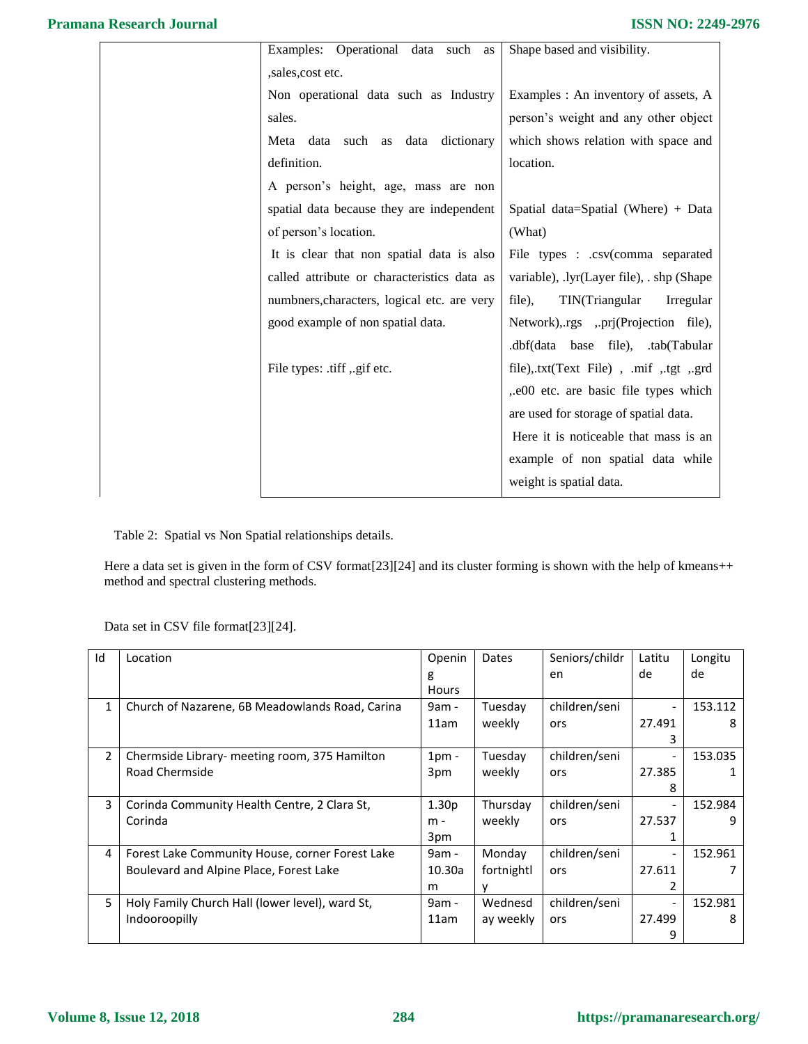|  | Examples: Operational data such as ,sales,cost etc.<br>Non operational data such as Industry sales.<br>Meta data such as data dictionary definition.<br>A person's height, age, mass are non spatial data because they are independent of person's location.<br>It is clear that non spatial data is also called attribute or characteristics data as numbners,characters, logical etc. are very good example of non spatial data.<br><br>File types: .tiff ,.gif etc. | Shape based and visibility.<br><br>Examples : An inventory of assets, A person's weight and any other object which shows relation with space and location.<br><br>Spatial data=Spatial (Where) + Data (What)<br>File types : .csv(comma separated variable), .lyr(Layer file), . shp (Shape file), TIN(Triangular Irregular Network),.rgs ,.prj(Projection file), .dbf(data base file), .tab(Tabular file),.txt(Text File) , .mif ,.tgt ,.grd ,.e00 etc. are basic file types which are used for storage of spatial data.<br>Here it is noticeable that mass is an example of non spatial data while weight is spatial data. |
|---|---|---|

Table 2: Spatial vs Non Spatial relationships details.

Here a data set is given in the form of CSV format[23][24] and its cluster forming is shown with the help of kmeans++ method and spectral clustering methods.

Data set in CSV file format[23][24].

| Id | Location | Opening Hours | Dates | Seniors/children | Latitude | Longitude |
|---|---|---|---|---|---|---|
| 1 | Church of Nazarene, 6B Meadowlands Road, Carina | 9am - 11am | Tuesday weekly | children/seniors | -27.4913 | 153.1128 |
| 2 | Chermside Library- meeting room, 375 Hamilton Road Chermside | 1pm - 3pm | Tuesday weekly | children/seniors | -27.3858 | 153.0351 |
| 3 | Corinda Community Health Centre, 2 Clara St, Corinda | 1.30pm - 3pm | Thursday weekly | children/seniors | -27.5371 | 152.9849 |
| 4 | Forest Lake Community House, corner Forest Lake Boulevard and Alpine Place, Forest Lake | 9am - 10.30am | Monday fortnightly | children/seniors | -27.6112 | 152.9617 |
| 5 | Holy Family Church Hall (lower level), ward St, Indooroopilly | 9am - 11am | Wednesday weekly | children/seniors | -27.4999 | 152.9818 |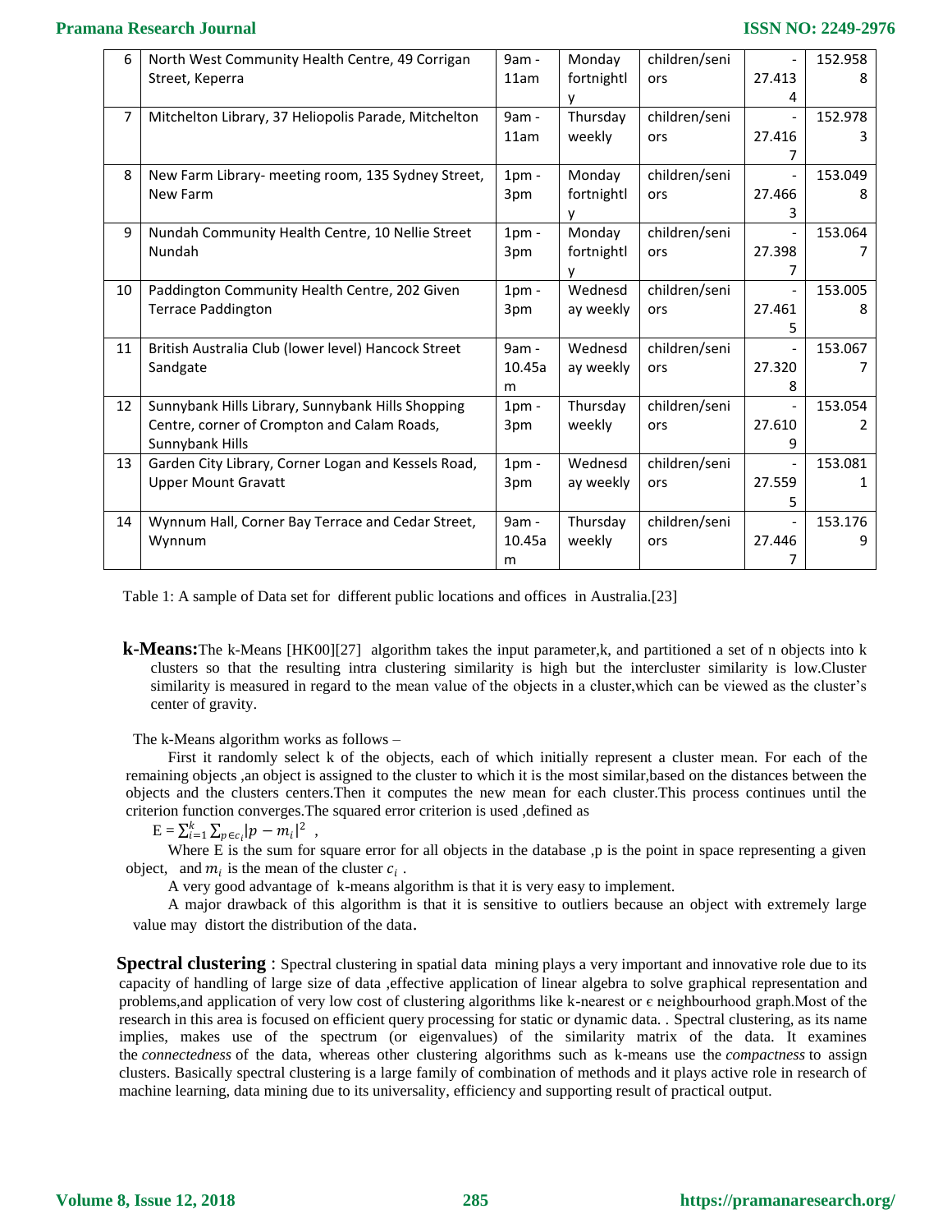| 6 | North West Community Health Centre, 49 Corrigan Street, Keperra | 9am - 11am | Monday fortnightly | children/seniors | -27.4134 | 152.9588 |
|---|---|---|---|---|---|---|
| 7 | Mitchelton Library, 37 Heliopolis Parade, Mitchelton | 9am - 11am | Thursday weekly | children/seniors | -27.4167 | 152.9783 |
| 8 | New Farm Library- meeting room, 135 Sydney Street, New Farm | 1pm - 3pm | Monday fortnightly | children/seniors | -27.4663 | 153.0498 |
| 9 | Nundah Community Health Centre, 10 Nellie Street Nundah | 1pm - 3pm | Monday fortnightly | children/seniors | -27.3987 | 153.0647 |
| 10 | Paddington Community Health Centre, 202 Given Terrace Paddington | 1pm - 3pm | Wednesday weekly | children/seniors | -27.4615 | 153.0058 |
| 11 | British Australia Club (lower level) Hancock Street Sandgate | 9am - 10.45am | Wednesday weekly | children/seniors | -27.3208 | 153.0677 |
| 12 | Sunnybank Hills Library, Sunnybank Hills Shopping Centre, corner of Crompton and Calam Roads, Sunnybank Hills | 1pm - 3pm | Thursday weekly | children/seniors | -27.6109 | 153.0542 |
| 13 | Garden City Library, Corner Logan and Kessels Road, Upper Mount Gravatt | 1pm - 3pm | Wednesday weekly | children/seniors | -27.5595 | 153.0811 |
| 14 | Wynnum Hall, Corner Bay Terrace and Cedar Street, Wynnum | 9am - 10.45am | Thursday weekly | children/seniors | -27.4467 | 153.1769 |

Table 1: A sample of Data set for different public locations and offices in Australia.[23]

**k-Means:** The k-Means [HK00][27] algorithm takes the input parameter,k, and partitioned a set of n objects into k clusters so that the resulting intra clustering similarity is high but the intercluster similarity is low.Cluster similarity is measured in regard to the mean value of the objects in a cluster,which can be viewed as the cluster's center of gravity.

The k-Means algorithm works as follows –

First it randomly select k of the objects, each of which initially represent a cluster mean. For each of the remaining objects ,an object is assigned to the cluster to which it is the most similar,based on the distances between the objects and the clusters centers.Then it computes the new mean for each cluster.This process continues until the criterion function converges.The squared error criterion is used ,defined as

$E = \sum_{i=1}^{k} \sum_{p \in c_i} |p - m_i|^2$ ,

Where E is the sum for square error for all objects in the database ,p is the point in space representing a given object, and $m_i$ is the mean of the cluster $c_i$ .

A very good advantage of k-means algorithm is that it is very easy to implement.

A major drawback of this algorithm is that it is sensitive to outliers because an object with extremely large value may distort the distribution of the data.

**Spectral clustering** : Spectral clustering in spatial data mining plays a very important and innovative role due to its capacity of handling of large size of data ,effective application of linear algebra to solve graphical representation and problems,and application of very low cost of clustering algorithms like k-nearest or ϵ neighbourhood graph.Most of the research in this area is focused on efficient query processing for static or dynamic data. . Spectral clustering, as its name implies, makes use of the spectrum (or eigenvalues) of the similarity matrix of the data. It examines the *connectedness* of the data, whereas other clustering algorithms such as k-means use the *compactness* to assign clusters. Basically spectral clustering is a large family of combination of methods and it plays active role in research of machine learning, data mining due to its universality, efficiency and supporting result of practical output.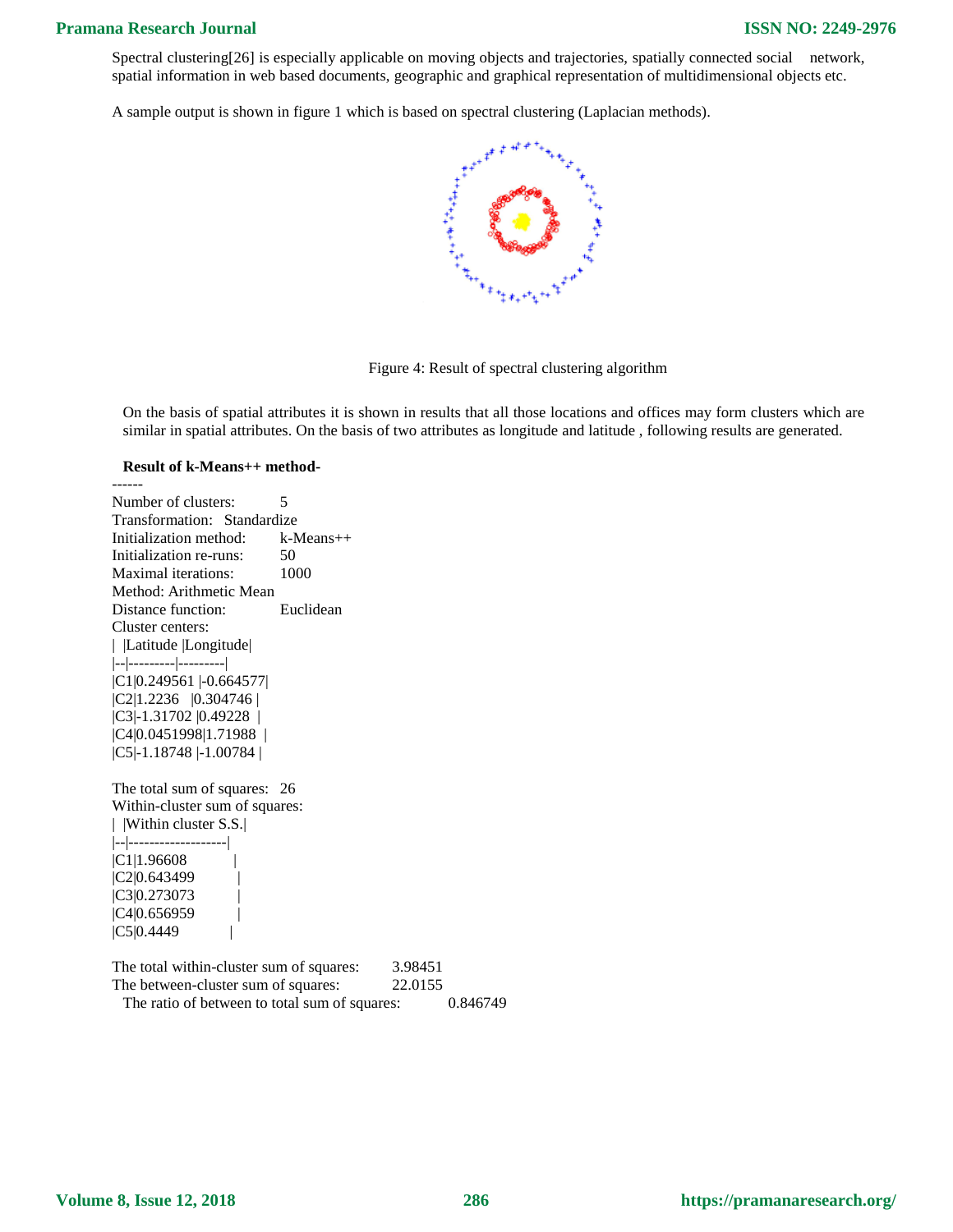Spectral clustering[26] is especially applicable on moving objects and trajectories, spatially connected social network, spatial information in web based documents, geographic and graphical representation of multidimensional objects etc.

A sample output is shown in figure 1 which is based on spectral clustering (Laplacian methods).

Figure 4: Result of spectral clustering algorithm

On the basis of spatial attributes it is shown in results that all those locations and offices may form clusters which are similar in spatial attributes. On the basis of two attributes as longitude and latitude , following results are generated.

**Result of k-Means++ method-**

------

Number of clusters: 5
Transformation: Standardize
Initialization method: k-Means++
Initialization re-runs: 50
Maximal iterations: 1000
Method: Arithmetic Mean
Distance function: Euclidean
Cluster centers:

| | Latitude | Longitude |
|---|---|---|
| C1 | 0.249561 | -0.664577 |
| C2 | 1.2236 | 0.304746 |
| C3 | -1.31702 | 0.49228 |
| C4 | 0.0451998 | 1.71988 |
| C5 | -1.18748 | -1.00784 |

The total sum of squares: 26
Within-cluster sum of squares:

| | Within cluster S.S. |
|---|---|
| C1 | 1.96608 |
| C2 | 0.643499 |
| C3 | 0.273073 |
| C4 | 0.656959 |
| C5 | 0.4449 |

The total within-cluster sum of squares: 3.98451
The between-cluster sum of squares: 22.0155
The ratio of between to total sum of squares: 0.846749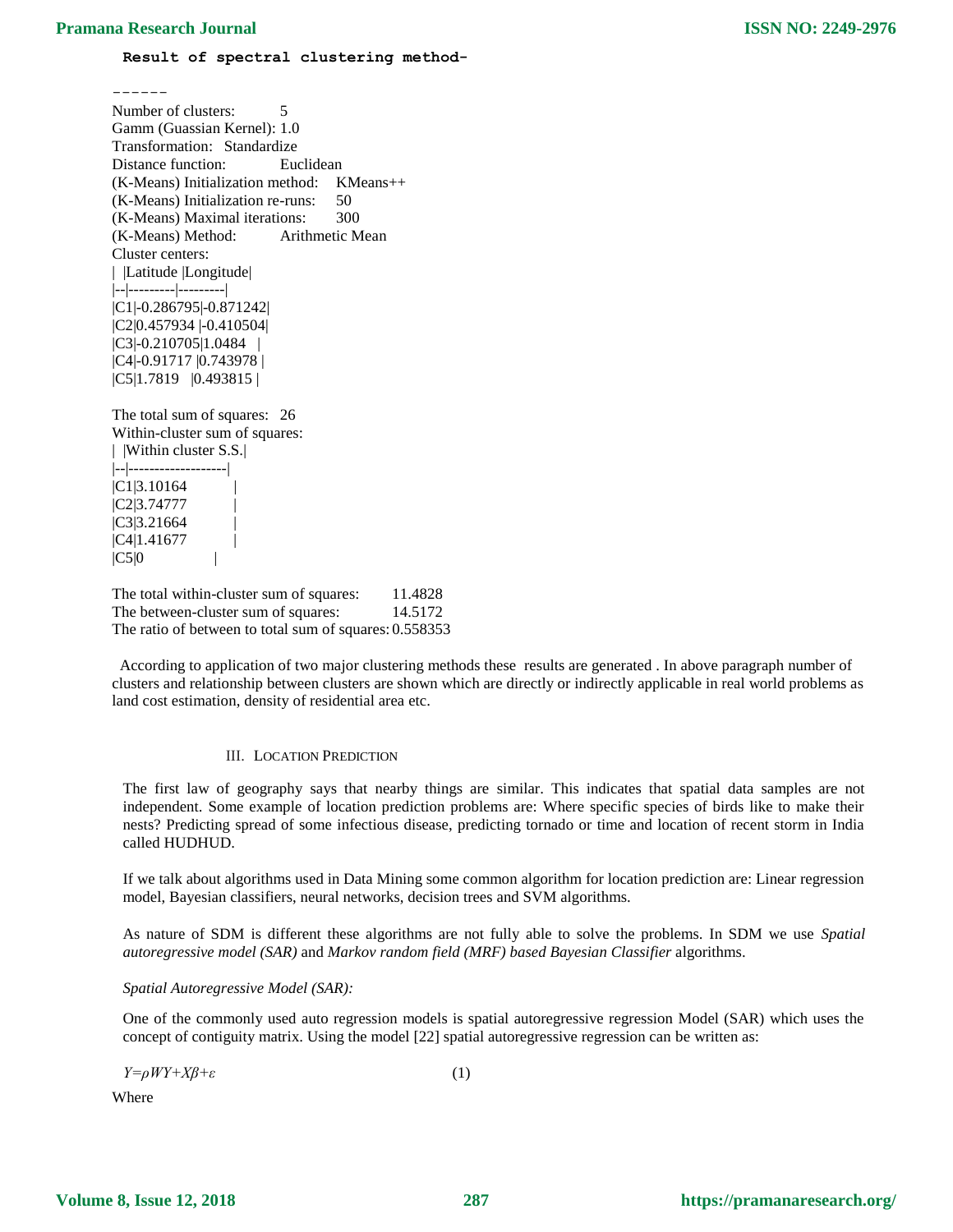**Result of spectral clustering method-**

------

Number of clusters: 5
Gamm (Guassian Kernel): 1.0
Transformation: Standardize
Distance function: Euclidean
(K-Means) Initialization method: KMeans++
(K-Means) Initialization re-runs: 50
(K-Means) Maximal iterations: 300
(K-Means) Method: Arithmetic Mean
Cluster centers:

| | Latitude | Longitude |
|---|---|---|
| C1 | -0.286795 | -0.871242 |
| C2 | 0.457934 | -0.410504 |
| C3 | -0.210705 | 1.0484 |
| C4 | -0.91717 | 0.743978 |
| C5 | 1.7819 | 0.493815 |

The total sum of squares: 26
Within-cluster sum of squares:

| | Within cluster S.S. |
|---|---|
| C1 | 3.10164 |
| C2 | 3.74777 |
| C3 | 3.21664 |
| C4 | 1.41677 |
| C5 | 0 |

The total within-cluster sum of squares: 11.4828
The between-cluster sum of squares: 14.5172
The ratio of between to total sum of squares: 0.558353

According to application of two major clustering methods these results are generated . In above paragraph number of clusters and relationship between clusters are shown which are directly or indirectly applicable in real world problems as land cost estimation, density of residential area etc.

## III. Location Prediction

The first law of geography says that nearby things are similar. This indicates that spatial data samples are not independent. Some example of location prediction problems are: Where specific species of birds like to make their nests? Predicting spread of some infectious disease, predicting tornado or time and location of recent storm in India called HUDHUD.

If we talk about algorithms used in Data Mining some common algorithm for location prediction are: Linear regression model, Bayesian classifiers, neural networks, decision trees and SVM algorithms.

As nature of SDM is different these algorithms are not fully able to solve the problems. In SDM we use *Spatial autoregressive model (SAR)* and *Markov random field (MRF) based Bayesian Classifier* algorithms.

*Spatial Autoregressive Model (SAR):*

One of the commonly used auto regression models is spatial autoregressive regression Model (SAR) which uses the concept of contiguity matrix. Using the model [22] spatial autoregressive regression can be written as:

$$Y=\rho WY+X\beta+\varepsilon \qquad (1)$$

Where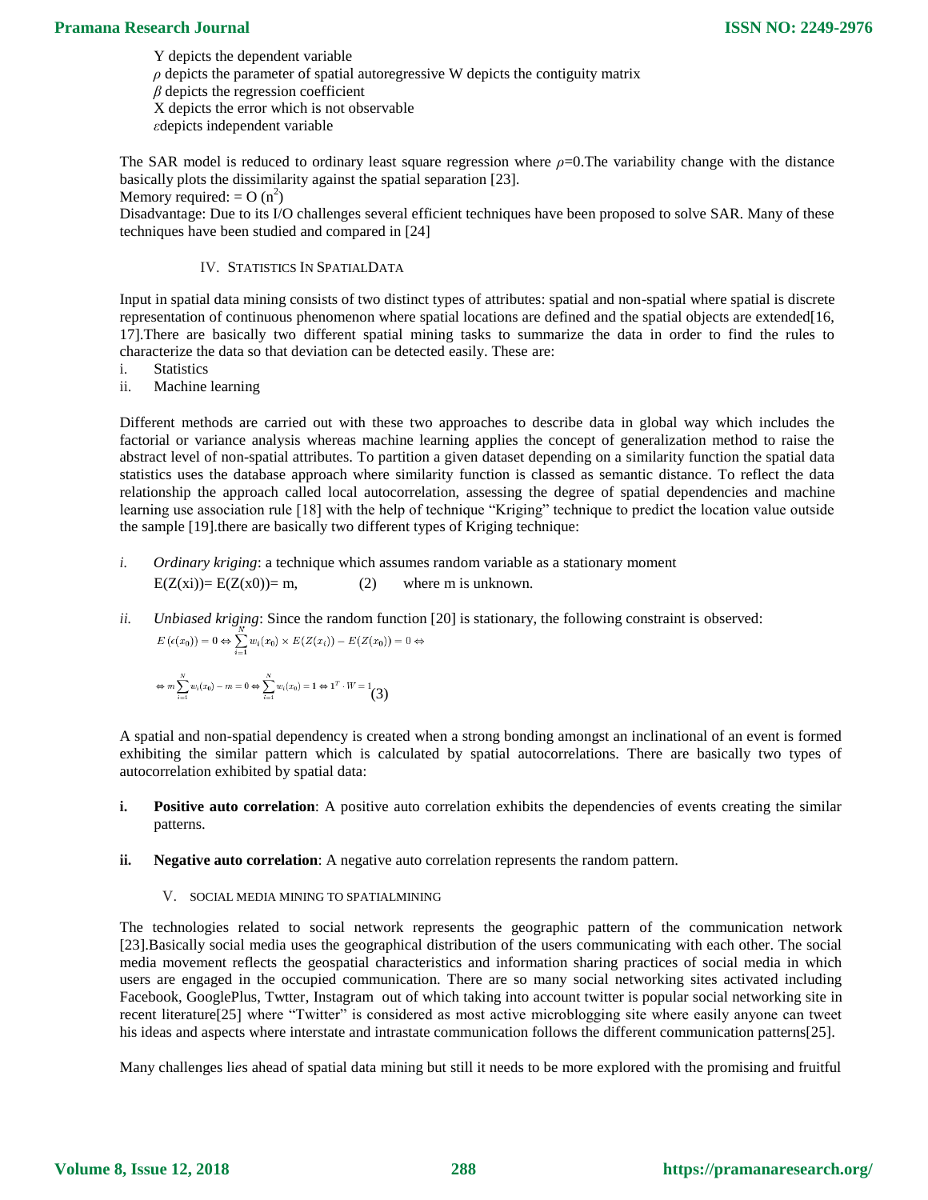Y depicts the dependent variable
$\rho$ depicts the parameter of spatial autoregressive W depicts the contiguity matrix
$\beta$ depicts the regression coefficient
X depicts the error which is not observable
$\varepsilon$depicts independent variable

The SAR model is reduced to ordinary least square regression where $\rho$=0.The variability change with the distance basically plots the dissimilarity against the spatial separation [23].
Memory required: = O ($n^2$)
Disadvantage: Due to its I/O challenges several efficient techniques have been proposed to solve SAR. Many of these techniques have been studied and compared in [24]

## IV. Statistics In SpatialData

Input in spatial data mining consists of two distinct types of attributes: spatial and non-spatial where spatial is discrete representation of continuous phenomenon where spatial locations are defined and the spatial objects are extended[16, 17].There are basically two different spatial mining tasks to summarize the data in order to find the rules to characterize the data so that deviation can be detected easily. These are:

i. Statistics
ii. Machine learning

Different methods are carried out with these two approaches to describe data in global way which includes the factorial or variance analysis whereas machine learning applies the concept of generalization method to raise the abstract level of non-spatial attributes. To partition a given dataset depending on a similarity function the spatial data statistics uses the database approach where similarity function is classed as semantic distance. To reflect the data relationship the approach called local autocorrelation, assessing the degree of spatial dependencies and machine learning use association rule [18] with the help of technique "Kriging" technique to predict the location value outside the sample [19].there are basically two different types of Kriging technique:

i. *Ordinary kriging*: a technique which assumes random variable as a stationary moment
$E(Z(xi))= E(Z(x0))= m,$ (2) where m is unknown.

ii. *Unbiased kriging*: Since the random function [20] is stationary, the following constraint is observed:

$$E\left(\epsilon(x_0)\right) = 0 \Leftrightarrow \sum_{i=1}^{N} w_i(x_0) \times E(Z(x_i)) - E(Z(x_0)) = 0 \Leftrightarrow$$

$$\Leftrightarrow m\sum_{i=1}^{N} w_i(x_0) - m = 0 \Leftrightarrow \sum_{i=1}^{N} w_i(x_0) = 1 \Leftrightarrow \mathbf{1}^T \cdot W = 1 \quad (3)$$

A spatial and non-spatial dependency is created when a strong bonding amongst an inclinational of an event is formed exhibiting the similar pattern which is calculated by spatial autocorrelations. There are basically two types of autocorrelation exhibited by spatial data:

i. **Positive auto correlation**: A positive auto correlation exhibits the dependencies of events creating the similar patterns.

ii. **Negative auto correlation**: A negative auto correlation represents the random pattern.

## V. Social Media Mining To SpatialMining

The technologies related to social network represents the geographic pattern of the communication network [23].Basically social media uses the geographical distribution of the users communicating with each other. The social media movement reflects the geospatial characteristics and information sharing practices of social media in which users are engaged in the occupied communication. There are so many social networking sites activated including Facebook, GooglePlus, Twtter, Instagram out of which taking into account twitter is popular social networking site in recent literature[25] where "Twitter" is considered as most active microblogging site where easily anyone can tweet his ideas and aspects where interstate and intrastate communication follows the different communication patterns[25].

Many challenges lies ahead of spatial data mining but still it needs to be more explored with the promising and fruitful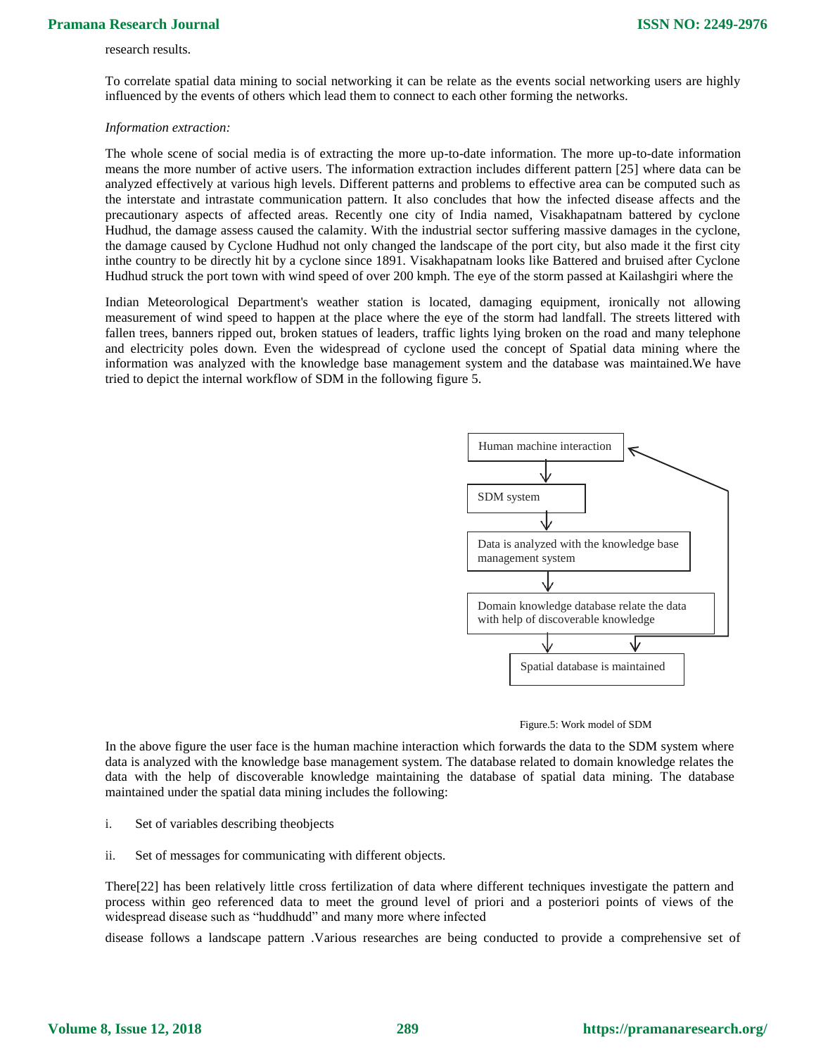research results.

To correlate spatial data mining to social networking it can be relate as the events social networking users are highly influenced by the events of others which lead them to connect to each other forming the networks.

*Information extraction:*

The whole scene of social media is of extracting the more up-to-date information. The more up-to-date information means the more number of active users. The information extraction includes different pattern [25] where data can be analyzed effectively at various high levels. Different patterns and problems to effective area can be computed such as the interstate and intrastate communication pattern. It also concludes that how the infected disease affects and the precautionary aspects of affected areas. Recently one city of India named, Visakhapatnam battered by cyclone Hudhud, the damage assess caused the calamity. With the industrial sector suffering massive damages in the cyclone, the damage caused by Cyclone Hudhud not only changed the landscape of the port city, but also made it the first city inthe country to be directly hit by a cyclone since 1891. Visakhapatnam looks like Battered and bruised after Cyclone Hudhud struck the port town with wind speed of over 200 kmph. The eye of the storm passed at Kailashgiri where the

Indian Meteorological Department's weather station is located, damaging equipment, ironically not allowing measurement of wind speed to happen at the place where the eye of the storm had landfall. The streets littered with fallen trees, banners ripped out, broken statues of leaders, traffic lights lying broken on the road and many telephone and electricity poles down. Even the widespread of cyclone used the concept of Spatial data mining where the information was analyzed with the knowledge base management system and the database was maintained.We have tried to depict the internal workflow of SDM in the following figure 5.

Human machine interaction → SDM system → Data is analyzed with the knowledge base management system → Domain knowledge database relate the data with help of discoverable knowledge → Spatial database is maintained

Figure.5: Work model of SDM

In the above figure the user face is the human machine interaction which forwards the data to the SDM system where data is analyzed with the knowledge base management system. The database related to domain knowledge relates the data with the help of discoverable knowledge maintaining the database of spatial data mining. The database maintained under the spatial data mining includes the following:

i. Set of variables describing theobjects

ii. Set of messages for communicating with different objects.

There[22] has been relatively little cross fertilization of data where different techniques investigate the pattern and process within geo referenced data to meet the ground level of priori and a posteriori points of views of the widespread disease such as "huddhudd" and many more where infected

disease follows a landscape pattern .Various researches are being conducted to provide a comprehensive set of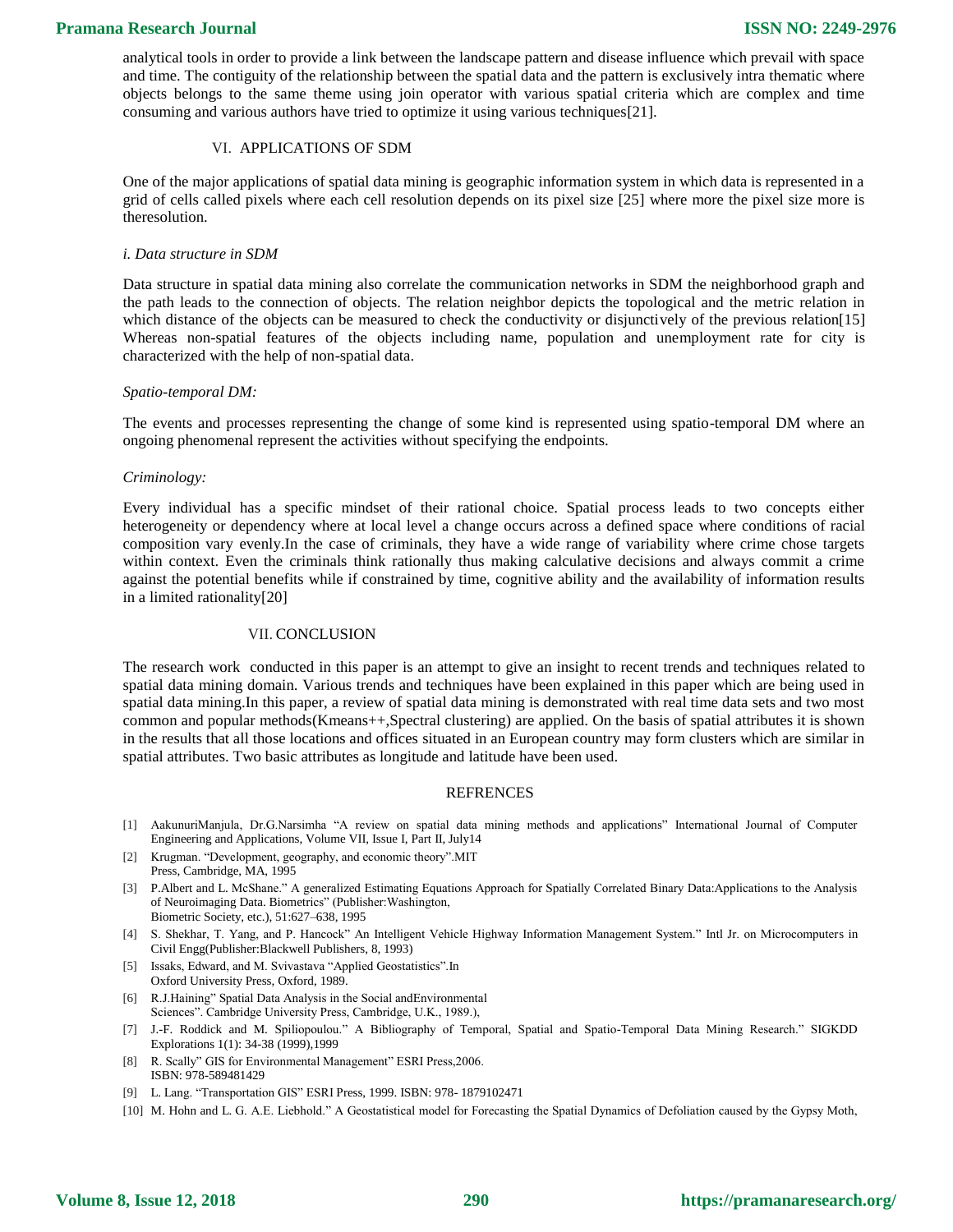analytical tools in order to provide a link between the landscape pattern and disease influence which prevail with space and time. The contiguity of the relationship between the spatial data and the pattern is exclusively intra thematic where objects belongs to the same theme using join operator with various spatial criteria which are complex and time consuming and various authors have tried to optimize it using various techniques[21].

## VI. APPLICATIONS OF SDM

One of the major applications of spatial data mining is geographic information system in which data is represented in a grid of cells called pixels where each cell resolution depends on its pixel size [25] where more the pixel size more is theresolution.

### *i. Data structure in SDM*

Data structure in spatial data mining also correlate the communication networks in SDM the neighborhood graph and the path leads to the connection of objects. The relation neighbor depicts the topological and the metric relation in which distance of the objects can be measured to check the conductivity or disjunctively of the previous relation[15] Whereas non-spatial features of the objects including name, population and unemployment rate for city is characterized with the help of non-spatial data.

### *Spatio-temporal DM:*

The events and processes representing the change of some kind is represented using spatio-temporal DM where an ongoing phenomenal represent the activities without specifying the endpoints.

### *Criminology:*

Every individual has a specific mindset of their rational choice. Spatial process leads to two concepts either heterogeneity or dependency where at local level a change occurs across a defined space where conditions of racial composition vary evenly.In the case of criminals, they have a wide range of variability where crime chose targets within context. Even the criminals think rationally thus making calculative decisions and always commit a crime against the potential benefits while if constrained by time, cognitive ability and the availability of information results in a limited rationality[20]

## VII. CONCLUSION

The research work conducted in this paper is an attempt to give an insight to recent trends and techniques related to spatial data mining domain. Various trends and techniques have been explained in this paper which are being used in spatial data mining.In this paper, a review of spatial data mining is demonstrated with real time data sets and two most common and popular methods(Kmeans++,Spectral clustering) are applied. On the basis of spatial attributes it is shown in the results that all those locations and offices situated in an European country may form clusters which are similar in spatial attributes. Two basic attributes as longitude and latitude have been used.

## REFRENCES

[1] AakunuriManjula, Dr.G.Narsimha "A review on spatial data mining methods and applications" International Journal of Computer Engineering and Applications, Volume VII, Issue I, Part II, July14

[2] Krugman. "Development, geography, and economic theory".MIT Press, Cambridge, MA, 1995

[3] P.Albert and L. McShane." A generalized Estimating Equations Approach for Spatially Correlated Binary Data:Applications to the Analysis of Neuroimaging Data. Biometrics" (Publisher:Washington, Biometric Society, etc.), 51:627–638, 1995

[4] S. Shekhar, T. Yang, and P. Hancock" An Intelligent Vehicle Highway Information Management System." Intl Jr. on Microcomputers in Civil Engg(Publisher:Blackwell Publishers, 8, 1993)

[5] Issaks, Edward, and M. Svivastava "Applied Geostatistics".In Oxford University Press, Oxford, 1989.

[6] R.J.Haining" Spatial Data Analysis in the Social andEnvironmental Sciences". Cambridge University Press, Cambridge, U.K., 1989.),

[7] J.-F. Roddick and M. Spiliopoulou." A Bibliography of Temporal, Spatial and Spatio-Temporal Data Mining Research." SIGKDD Explorations 1(1): 34-38 (1999),1999

[8] R. Scally" GIS for Environmental Management" ESRI Press,2006. ISBN: 978-589481429

[9] L. Lang. "Transportation GIS" ESRI Press, 1999. ISBN: 978- 1879102471

[10] M. Hohn and L. G. A.E. Liebhold." A Geostatistical model for Forecasting the Spatial Dynamics of Defoliation caused by the Gypsy Moth,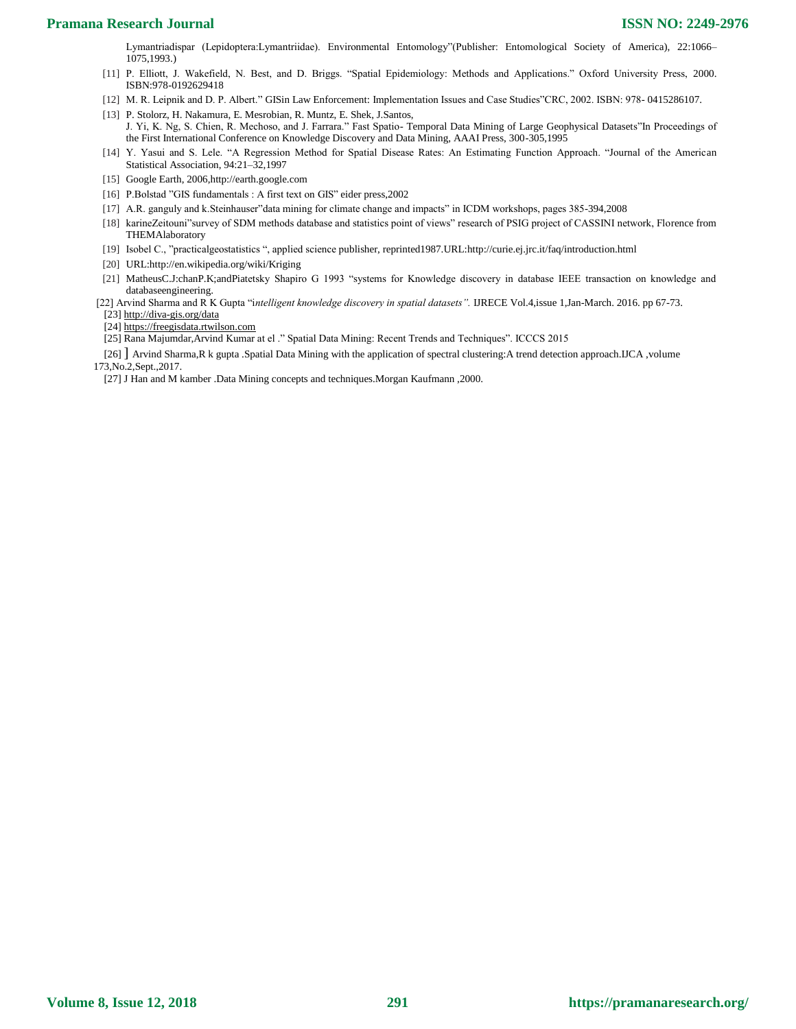Lymantriadispar (Lepidoptera:Lymantriidae). Environmental Entomology"(Publisher: Entomological Society of America), 22:1066–1075,1993.)

[11] P. Elliott, J. Wakefield, N. Best, and D. Briggs. "Spatial Epidemiology: Methods and Applications." Oxford University Press, 2000. ISBN:978-0192629418

[12] M. R. Leipnik and D. P. Albert." GISin Law Enforcement: Implementation Issues and Case Studies"CRC, 2002. ISBN: 978- 0415286107.

[13] P. Stolorz, H. Nakamura, E. Mesrobian, R. Muntz, E. Shek, J.Santos, J. Yi, K. Ng, S. Chien, R. Mechoso, and J. Farrara." Fast Spatio- Temporal Data Mining of Large Geophysical Datasets"In Proceedings of the First International Conference on Knowledge Discovery and Data Mining, AAAI Press, 300-305,1995

[14] Y. Yasui and S. Lele. "A Regression Method for Spatial Disease Rates: An Estimating Function Approach. "Journal of the American Statistical Association, 94:21–32,1997

[15] Google Earth, 2006,http://earth.google.com

[16] P.Bolstad "GIS fundamentals : A first text on GIS" eider press,2002

[17] A.R. ganguly and k.Steinhauser"data mining for climate change and impacts" in ICDM workshops, pages 385-394,2008

[18] karineZeitouni"survey of SDM methods database and statistics point of views" research of PSIG project of CASSINI network, Florence from THEMAlaboratory

[19] Isobel C., "practicalgeostatistics ", applied science publisher, reprinted1987.URL:http://curie.ej.jrc.it/faq/introduction.html

[20] URL:http://en.wikipedia.org/wiki/Kriging

[21] MatheusC.J:chanP.K;andPiatetsky Shapiro G 1993 "systems for Knowledge discovery in database IEEE transaction on knowledge and databaseengineering.

[22] Arvind Sharma and R K Gupta "i*ntelligent knowledge discovery in spatial datasets".* IJRECE Vol.4,issue 1,Jan-March. 2016. pp 67-73.

[23] http://diva-gis.org/data

[24] https://freegisdata.rtwilson.com

[25] Rana Majumdar,Arvind Kumar at el ." Spatial Data Mining: Recent Trends and Techniques". ICCCS 2015

[26] ] Arvind Sharma,R k gupta .Spatial Data Mining with the application of spectral clustering:A trend detection approach.IJCA ,volume 173,No.2,Sept.,2017.

[27] J Han and M kamber .Data Mining concepts and techniques.Morgan Kaufmann ,2000.